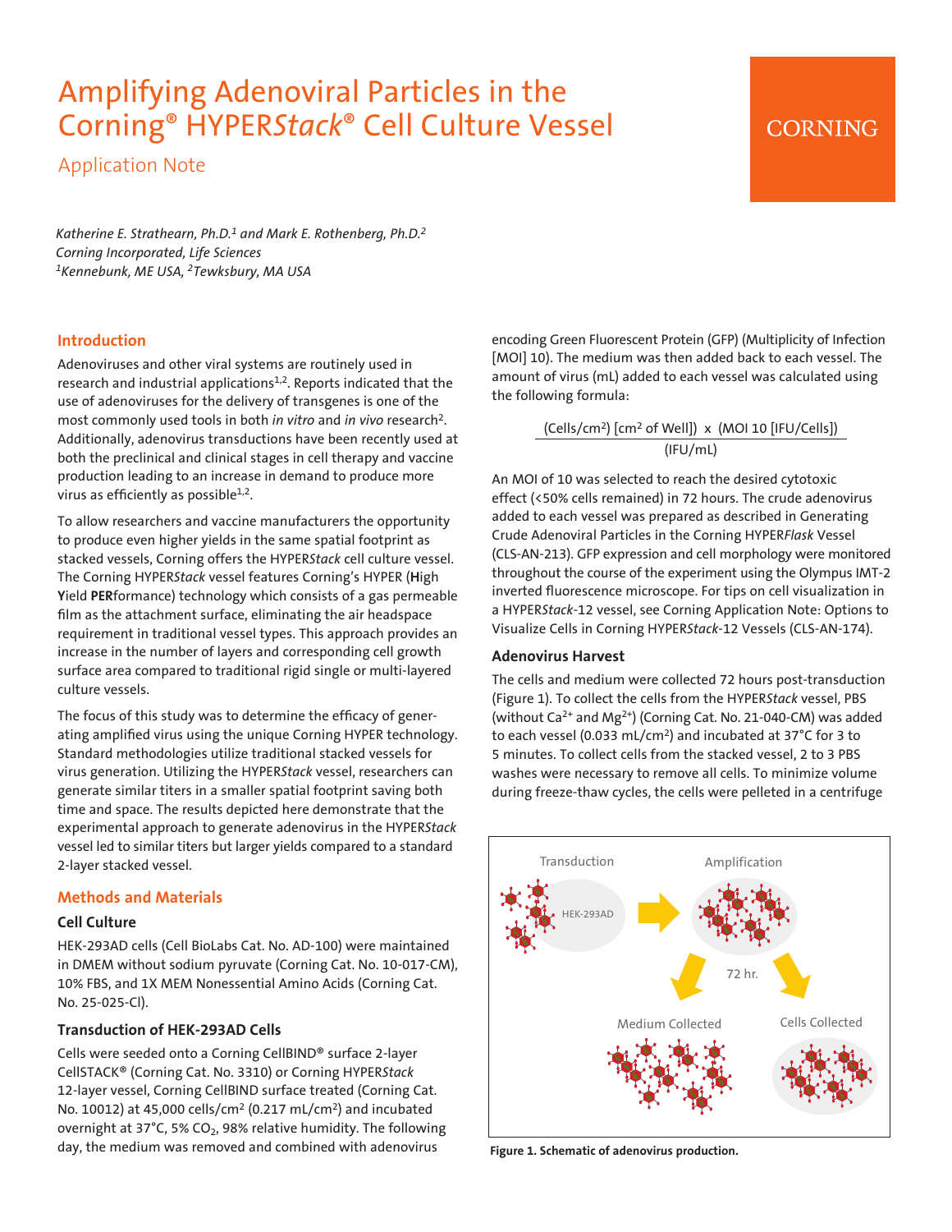# Amplifying Adenoviral Particles in the Corning® HYPER*Stack*® Cell Culture Vessel

## Application Note

*Katherine E. Strathearn, Ph.D.[1] and Mark E. Rothenberg, Ph.D.[2]*
*Corning Incorporated, Life Sciences*
*[1]Kennebunk, ME USA, [2]Tewksbury, MA USA*

## Introduction

Adenoviruses and other viral systems are routinely used in research and industrial applications[1,2]. Reports indicated that the use of adenoviruses for the delivery of transgenes is one of the most commonly used tools in both *in vitro* and *in vivo* research[2]. Additionally, adenovirus transductions have been recently used at both the preclinical and clinical stages in cell therapy and vaccine production leading to an increase in demand to produce more virus as efficiently as possible[1,2].

To allow researchers and vaccine manufacturers the opportunity to produce even higher yields in the same spatial footprint as stacked vessels, Corning offers the HYPER*Stack* cell culture vessel. The Corning HYPER*Stack* vessel features Corning's HYPER (**H**igh **Y**ield **PER**formance) technology which consists of a gas permeable film as the attachment surface, eliminating the air headspace requirement in traditional vessel types. This approach provides an increase in the number of layers and corresponding cell growth surface area compared to traditional rigid single or multi-layered culture vessels.

The focus of this study was to determine the efficacy of generating amplified virus using the unique Corning HYPER technology. Standard methodologies utilize traditional stacked vessels for virus generation. Utilizing the HYPER*Stack* vessel, researchers can generate similar titers in a smaller spatial footprint saving both time and space. The results depicted here demonstrate that the experimental approach to generate adenovirus in the HYPER*Stack* vessel led to similar titers but larger yields compared to a standard 2-layer stacked vessel.

## Methods and Materials

### Cell Culture

HEK-293AD cells (Cell BioLabs Cat. No. AD-100) were maintained in DMEM without sodium pyruvate (Corning Cat. No. 10-017-CM), 10% FBS, and 1X MEM Nonessential Amino Acids (Corning Cat. No. 25-025-Cl).

### Transduction of HEK-293AD Cells

Cells were seeded onto a Corning CellBIND® surface 2-layer CellSTACK® (Corning Cat. No. 3310) or Corning HYPER*Stack* 12-layer vessel, Corning CellBIND surface treated (Corning Cat. No. 10012) at 45,000 cells/cm$^2$ (0.217 mL/cm$^2$) and incubated overnight at 37°C, 5% $CO_2$, 98% relative humidity. The following day, the medium was removed and combined with adenovirus encoding Green Fluorescent Protein (GFP) (Multiplicity of Infection [MOI] 10). The medium was then added back to each vessel. The amount of virus (mL) added to each vessel was calculated using the following formula:

$$\frac{(\text{Cells/cm}^2)\ [\text{cm}^2 \text{ of Well}]) \ \times\ (\text{MOI 10 [IFU/Cells]})}{(\text{IFU/mL})}$$

An MOI of 10 was selected to reach the desired cytotoxic effect (<50% cells remained) in 72 hours. The crude adenovirus added to each vessel was prepared as described in Generating Crude Adenoviral Particles in the Corning HYPER*Flask* Vessel (CLS-AN-213). GFP expression and cell morphology were monitored throughout the course of the experiment using the Olympus IMT-2 inverted fluorescence microscope. For tips on cell visualization in a HYPER*Stack*-12 vessel, see Corning Application Note: Options to Visualize Cells in Corning HYPER*Stack*-12 Vessels (CLS-AN-174).

### Adenovirus Harvest

The cells and medium were collected 72 hours post-transduction (Figure 1). To collect the cells from the HYPER*Stack* vessel, PBS (without $Ca^{2+}$ and $Mg^{2+}$) (Corning Cat. No. 21-040-CM) was added to each vessel (0.033 mL/cm$^2$) and incubated at 37°C for 3 to 5 minutes. To collect cells from the stacked vessel, 2 to 3 PBS washes were necessary to remove all cells. To minimize volume during freeze-thaw cycles, the cells were pelleted in a centrifuge

**Figure 1. Schematic of adenovirus production.**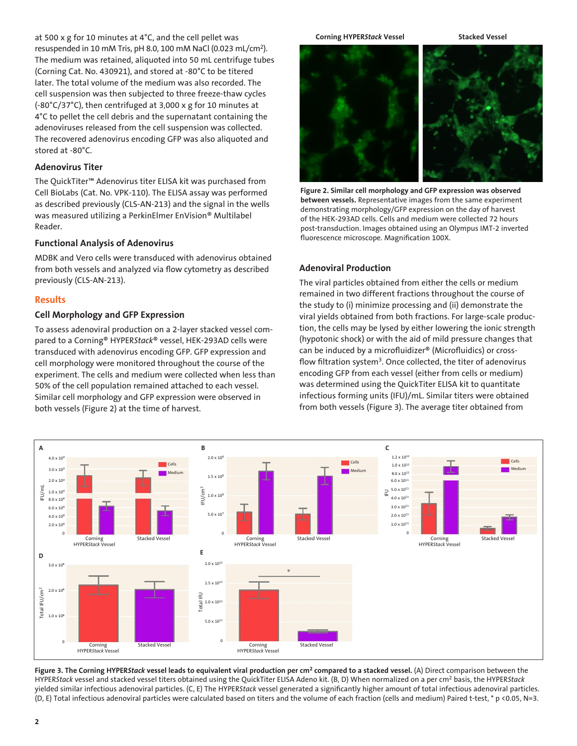at 500 x g for 10 minutes at 4°C, and the cell pellet was resuspended in 10 mM Tris, pH 8.0, 100 mM NaCl (0.023 mL/cm$^2$). The medium was retained, aliquoted into 50 mL centrifuge tubes (Corning Cat. No. 430921), and stored at -80°C to be titered later. The total volume of the medium was also recorded. The cell suspension was then subjected to three freeze-thaw cycles (-80°C/37°C), then centrifuged at 3,000 x g for 10 minutes at 4°C to pellet the cell debris and the supernatant containing the adenoviruses released from the cell suspension was collected. The recovered adenovirus encoding GFP was also aliquoted and stored at -80°C.

### Adenovirus Titer

The QuickTiter™ Adenovirus titer ELISA kit was purchased from Cell BioLabs (Cat. No. VPK-110). The ELISA assay was performed as described previously (CLS-AN-213) and the signal in the wells was measured utilizing a PerkinElmer EnVision® Multilabel Reader.

### Functional Analysis of Adenovirus

MDBK and Vero cells were transduced with adenovirus obtained from both vessels and analyzed via flow cytometry as described previously (CLS-AN-213).

## Results

### Cell Morphology and GFP Expression

To assess adenoviral production on a 2-layer stacked vessel compared to a Corning® HYPER*Stack*® vessel, HEK-293AD cells were transduced with adenovirus encoding GFP. GFP expression and cell morphology were monitored throughout the course of the experiment. The cells and medium were collected when less than 50% of the cell population remained attached to each vessel. Similar cell morphology and GFP expression were observed in both vessels (Figure 2) at the time of harvest.

**Figure 2. Similar cell morphology and GFP expression was observed between vessels.** Representative images from the same experiment demonstrating morphology/GFP expression on the day of harvest of the HEK-293AD cells. Cells and medium were collected 72 hours post-transduction. Images obtained using an Olympus IMT-2 inverted fluorescence microscope. Magnification 100X.

### Adenoviral Production

The viral particles obtained from either the cells or medium remained in two different fractions throughout the course of the study to (i) minimize processing and (ii) demonstrate the viral yields obtained from both fractions. For large-scale production, the cells may be lysed by either lowering the ionic strength (hypotonic shock) or with the aid of mild pressure changes that can be induced by a microfluidizer® (Microfluidics) or cross-flow filtration system[3]. Once collected, the titer of adenovirus encoding GFP from each vessel (either from cells or medium) was determined using the QuickTiter ELISA kit to quantitate infectious forming units (IFU)/mL. Similar titers were obtained from both vessels (Figure 3). The average titer obtained from

**Figure 3. The Corning HYPER*Stack* vessel leads to equivalent viral production per cm$^2$ compared to a stacked vessel.** (A) Direct comparison between the HYPER*Stack* vessel and stacked vessel titers obtained using the QuickTiter ELISA Adeno kit. (B, D) When normalized on a per cm$^2$ basis, the HYPER*Stack* yielded similar infectious adenoviral particles. (C, E) The HYPER*Stack* vessel generated a significantly higher amount of total infectious adenoviral particles. (D, E) Total infectious adenoviral particles were calculated based on titers and the volume of each fraction (cells and medium) Paired t-test, * $p < 0.05$, N=3.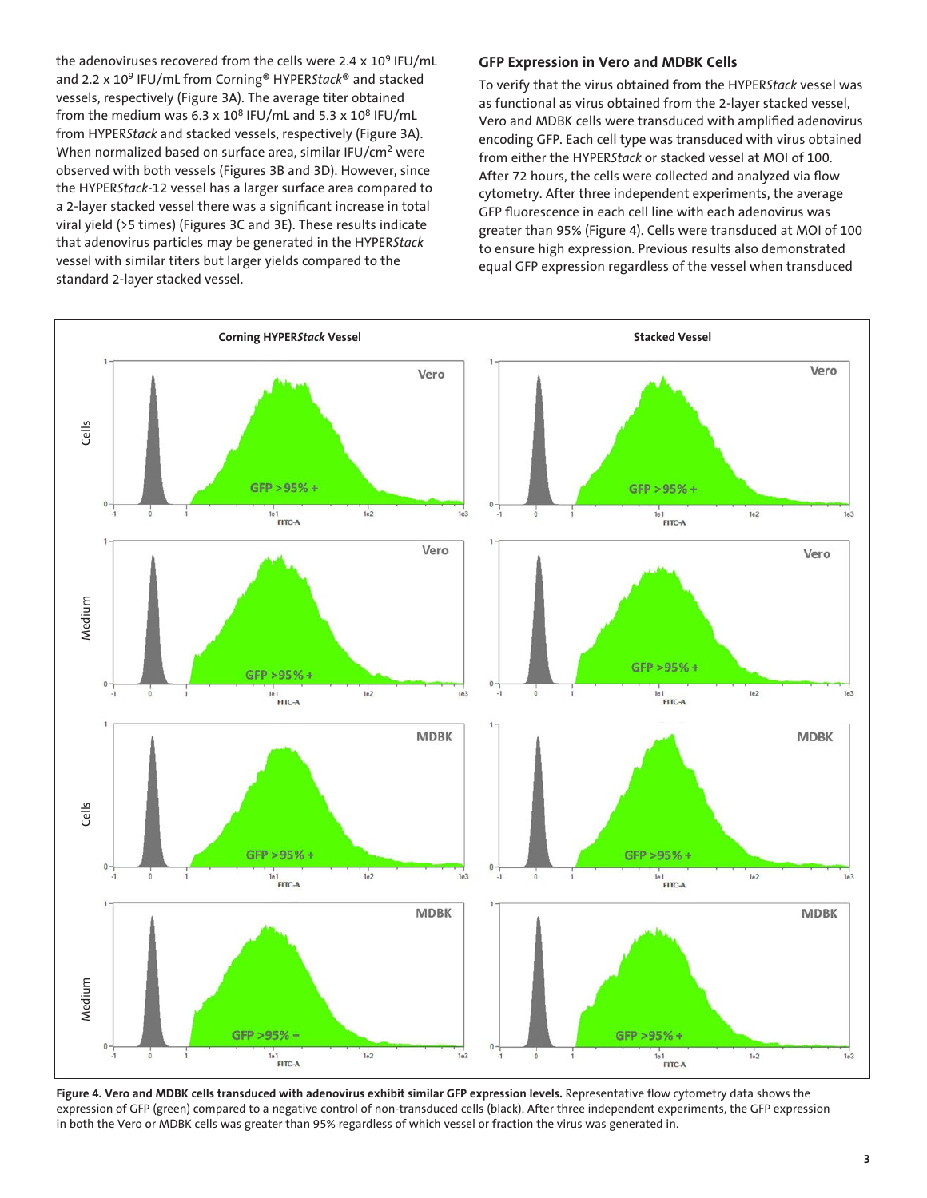the adenoviruses recovered from the cells were $2.4 \times 10^9$ IFU/mL and $2.2 \times 10^9$ IFU/mL from Corning® HYPER*Stack*® and stacked vessels, respectively (Figure 3A). The average titer obtained from the medium was $6.3 \times 10^8$ IFU/mL and $5.3 \times 10^8$ IFU/mL from HYPER*Stack* and stacked vessels, respectively (Figure 3A). When normalized based on surface area, similar IFU/cm$^2$ were observed with both vessels (Figures 3B and 3D). However, since the HYPER*Stack*-12 vessel has a larger surface area compared to a 2-layer stacked vessel there was a significant increase in total viral yield (>5 times) (Figures 3C and 3E). These results indicate that adenovirus particles may be generated in the HYPER*Stack* vessel with similar titers but larger yields compared to the standard 2-layer stacked vessel.

## GFP Expression in Vero and MDBK Cells

To verify that the virus obtained from the HYPER*Stack* vessel was as functional as virus obtained from the 2-layer stacked vessel, Vero and MDBK cells were transduced with amplified adenovirus encoding GFP. Each cell type was transduced with virus obtained from either the HYPER*Stack* or stacked vessel at MOI of 100. After 72 hours, the cells were collected and analyzed via flow cytometry. After three independent experiments, the average GFP fluorescence in each cell line with each adenovirus was greater than 95% (Figure 4). Cells were transduced at MOI of 100 to ensure high expression. Previous results also demonstrated equal GFP expression regardless of the vessel when transduced

**Figure 4. Vero and MDBK cells transduced with adenovirus exhibit similar GFP expression levels.** Representative flow cytometry data shows the expression of GFP (green) compared to a negative control of non-transduced cells (black). After three independent experiments, the GFP expression in both the Vero or MDBK cells was greater than 95% regardless of which vessel or fraction the virus was generated in.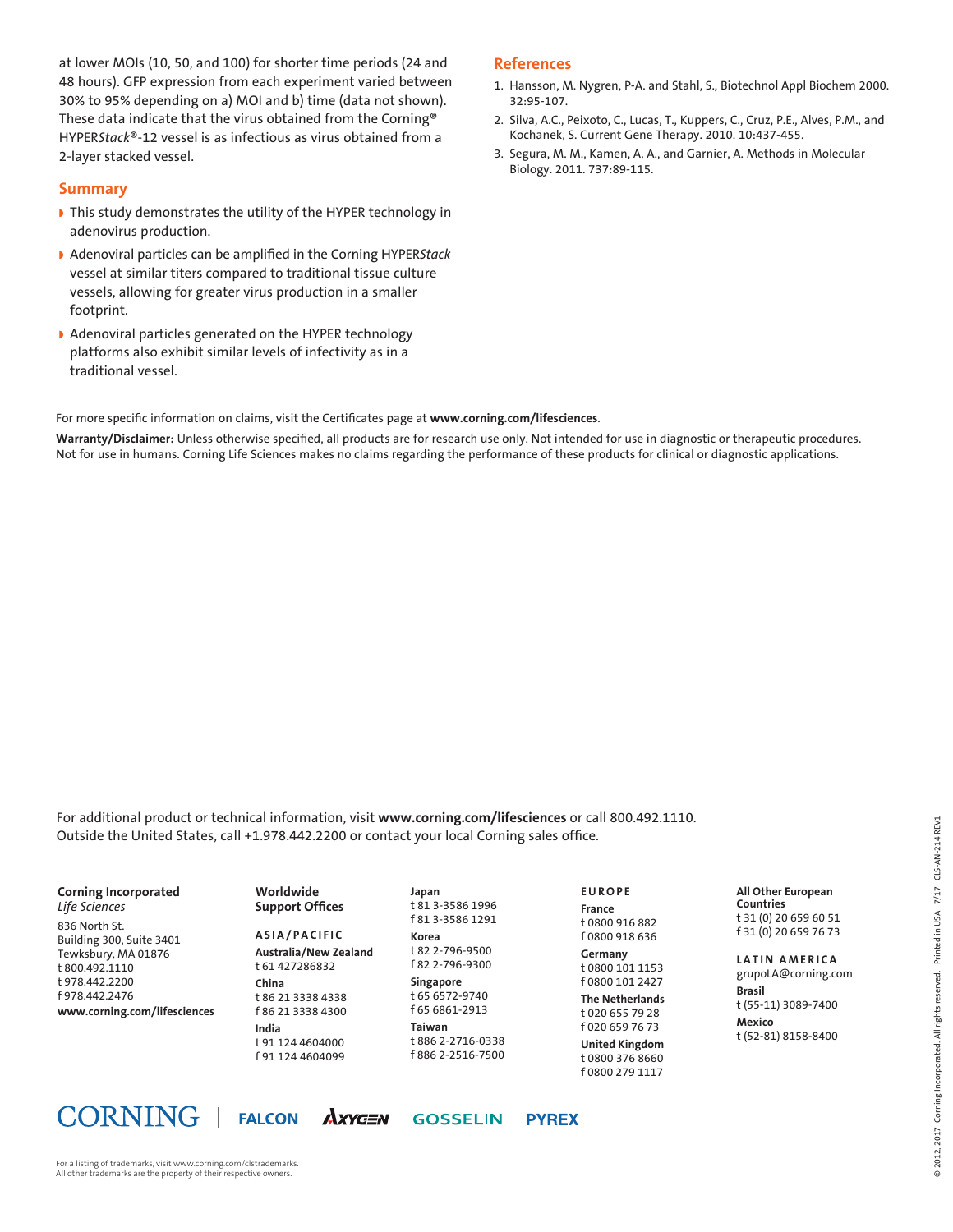at lower MOIs (10, 50, and 100) for shorter time periods (24 and 48 hours). GFP expression from each experiment varied between 30% to 95% depending on a) MOI and b) time (data not shown). These data indicate that the virus obtained from the Corning® HYPER*Stack*®-12 vessel is as infectious as virus obtained from a 2-layer stacked vessel.

## Summary

- This study demonstrates the utility of the HYPER technology in adenovirus production.
- Adenoviral particles can be amplified in the Corning HYPER*Stack* vessel at similar titers compared to traditional tissue culture vessels, allowing for greater virus production in a smaller footprint.
- Adenoviral particles generated on the HYPER technology platforms also exhibit similar levels of infectivity as in a traditional vessel.

## References

1. Hansson, M. Nygren, P-A. and Stahl, S., Biotechnol Appl Biochem 2000. 32:95-107.
2. Silva, A.C., Peixoto, C., Lucas, T., Kuppers, C., Cruz, P.E., Alves, P.M., and Kochanek, S. Current Gene Therapy. 2010. 10:437-455.
3. Segura, M. M., Kamen, A. A., and Garnier, A. Methods in Molecular Biology. 2011. 737:89-115.

For more specific information on claims, visit the Certificates page at **www.corning.com/lifesciences**.

**Warranty/Disclaimer:** Unless otherwise specified, all products are for research use only. Not intended for use in diagnostic or therapeutic procedures. Not for use in humans. Corning Life Sciences makes no claims regarding the performance of these products for clinical or diagnostic applications.

For additional product or technical information, visit **www.corning.com/lifesciences** or call 800.492.1110. Outside the United States, call +1.978.442.2200 or contact your local Corning sales office.

**Corning Incorporated**
*Life Sciences*
836 North St.
Building 300, Suite 3401
Tewksbury, MA 01876
t 800.492.1110
t 978.442.2200
f 978.442.2476
**www.corning.com/lifesciences**

**Worldwide Support Offices**

**ASIA/PACIFIC**

**Australia/New Zealand**
t 61 427286832

**China**
t 86 21 3338 4338
f 86 21 3338 4300

**India**
t 91 124 4604000
f 91 124 4604099

**Japan**
t 81 3-3586 1996
f 81 3-3586 1291

**Korea**
t 82 2-796-9500
f 82 2-796-9300

**Singapore**
t 65 6572-9740
f 65 6861-2913

**Taiwan**
t 886 2-2716-0338
f 886 2-2516-7500

**EUROPE**

**France**
t 0800 916 882
f 0800 918 636

**Germany**
t 0800 101 1153
f 0800 101 2427

**The Netherlands**
t 020 655 79 28
f 020 659 76 73

**United Kingdom**
t 0800 376 8660
f 0800 279 1117

**All Other European Countries**
t 31 (0) 20 659 60 51
f 31 (0) 20 659 76 73

**LATIN AMERICA**
grupoLA@corning.com

**Brasil**
t (55-11) 3089-7400

**Mexico**
t (52-81) 8158-8400

CORNING | FALCON AXYGEN GOSSELIN PYREX

For a listing of trademarks, visit www.corning.com/clstrademarks.
All other trademarks are the property of their respective owners.

© 2012, 2017 Corning Incorporated. All rights reserved. Printed in USA 7/17 CLS-AN-214 REV1